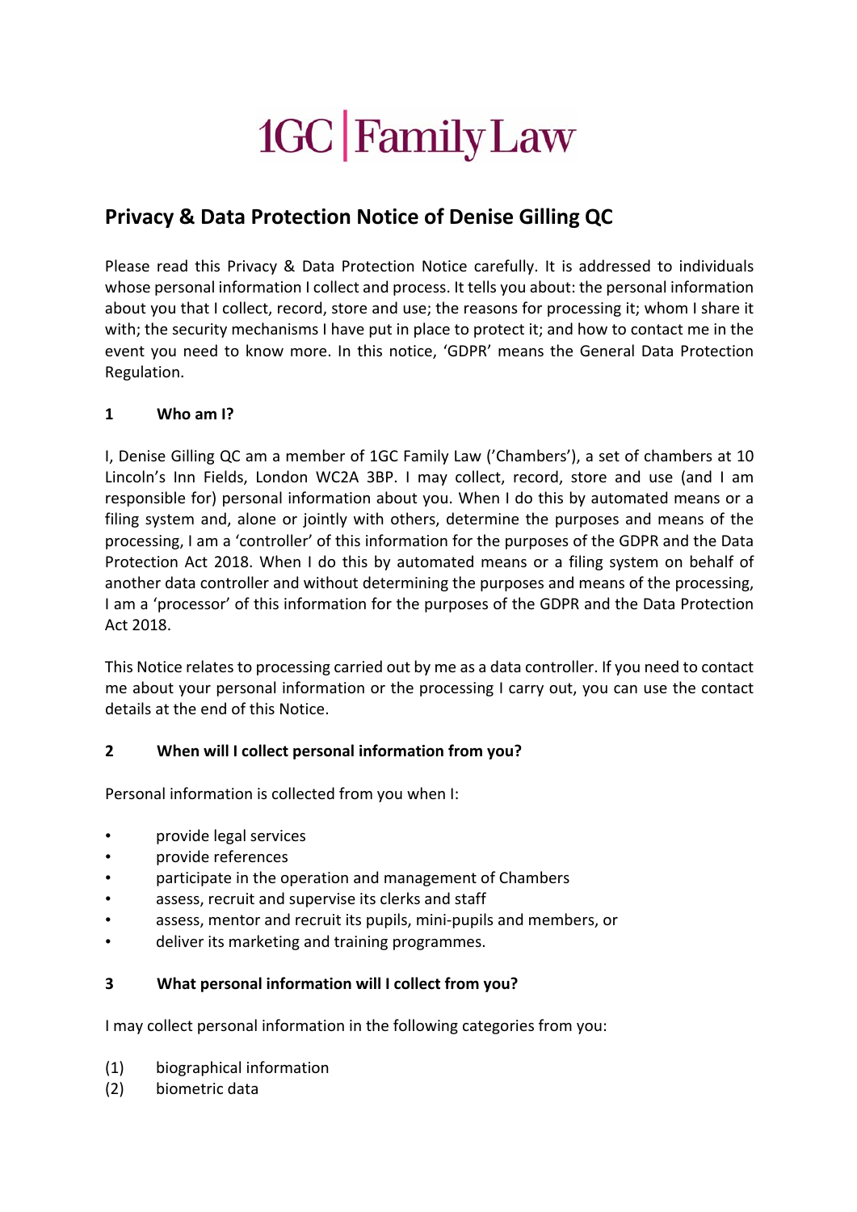1GC | Family Law

## Privacy & Data Protection Notice of Denise Gilling QC

Please read this Privacy & Data Protection Notice carefully. It is addressed to individuals whose personal information I collect and process. It tells you about: the personal information about you that I collect, record, store and use; the reasons for processing it; whom I share it with; the security mechanisms I have put in place to protect it; and how to contact me in the event you need to know more. In this notice, 'GDPR' means the General Data Protection Regulation.

### 1 Who am I?

I, Denise Gilling QC am a member of 1GC Family Law ('Chambers'), a set of chambers at 10 Lincoln's Inn Fields, London WC2A 3BP. I may collect, record, store and use (and I am responsible for) personal information about you. When I do this by automated means or a filing system and, alone or jointly with others, determine the purposes and means of the processing, I am a 'controller' of this information for the purposes of the GDPR and the Data Protection Act 2018. When I do this by automated means or a filing system on behalf of another data controller and without determining the purposes and means of the processing, I am a 'processor' of this information for the purposes of the GDPR and the Data Protection Act 2018.

This Notice relates to processing carried out by me as a data controller. If you need to contact me about your personal information or the processing I carry out, you can use the contact details at the end of this Notice.

### 2 When will I collect personal information from you?

Personal information is collected from you when I:

- provide legal services
- provide references
- participate in the operation and management of Chambers
- assess, recruit and supervise its clerks and staff
- assess, mentor and recruit its pupils, mini-pupils and members, or
- deliver its marketing and training programmes.

### 3 What personal information will I collect from you?

I may collect personal information in the following categories from you:

(1) biographical information
(2) biometric data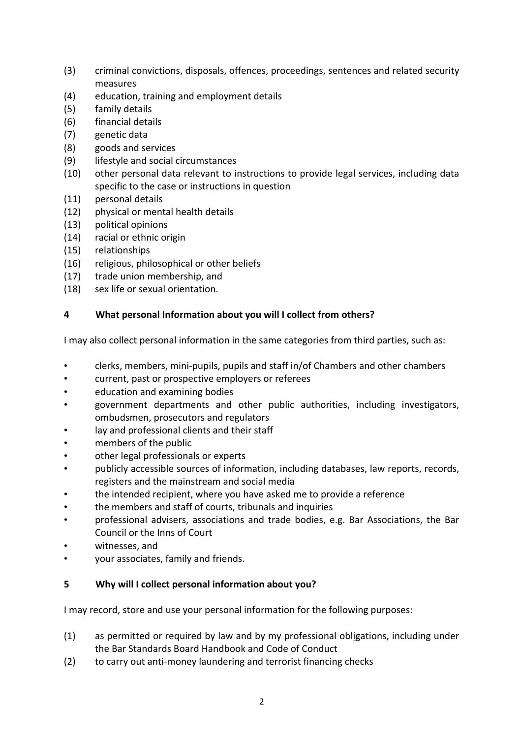(3) criminal convictions, disposals, offences, proceedings, sentences and related security measures
(4) education, training and employment details
(5) family details
(6) financial details
(7) genetic data
(8) goods and services
(9) lifestyle and social circumstances
(10) other personal data relevant to instructions to provide legal services, including data specific to the case or instructions in question
(11) personal details
(12) physical or mental health details
(13) political opinions
(14) racial or ethnic origin
(15) relationships
(16) religious, philosophical or other beliefs
(17) trade union membership, and
(18) sex life or sexual orientation.

## 4 What personal Information about you will I collect from others?

I may also collect personal information in the same categories from third parties, such as:

- clerks, members, mini-pupils, pupils and staff in/of Chambers and other chambers
- current, past or prospective employers or referees
- education and examining bodies
- government departments and other public authorities, including investigators, ombudsmen, prosecutors and regulators
- lay and professional clients and their staff
- members of the public
- other legal professionals or experts
- publicly accessible sources of information, including databases, law reports, records, registers and the mainstream and social media
- the intended recipient, where you have asked me to provide a reference
- the members and staff of courts, tribunals and inquiries
- professional advisers, associations and trade bodies, e.g. Bar Associations, the Bar Council or the Inns of Court
- witnesses, and
- your associates, family and friends.

## 5 Why will I collect personal information about you?

I may record, store and use your personal information for the following purposes:

(1) as permitted or required by law and by my professional obligations, including under the Bar Standards Board Handbook and Code of Conduct
(2) to carry out anti-money laundering and terrorist financing checks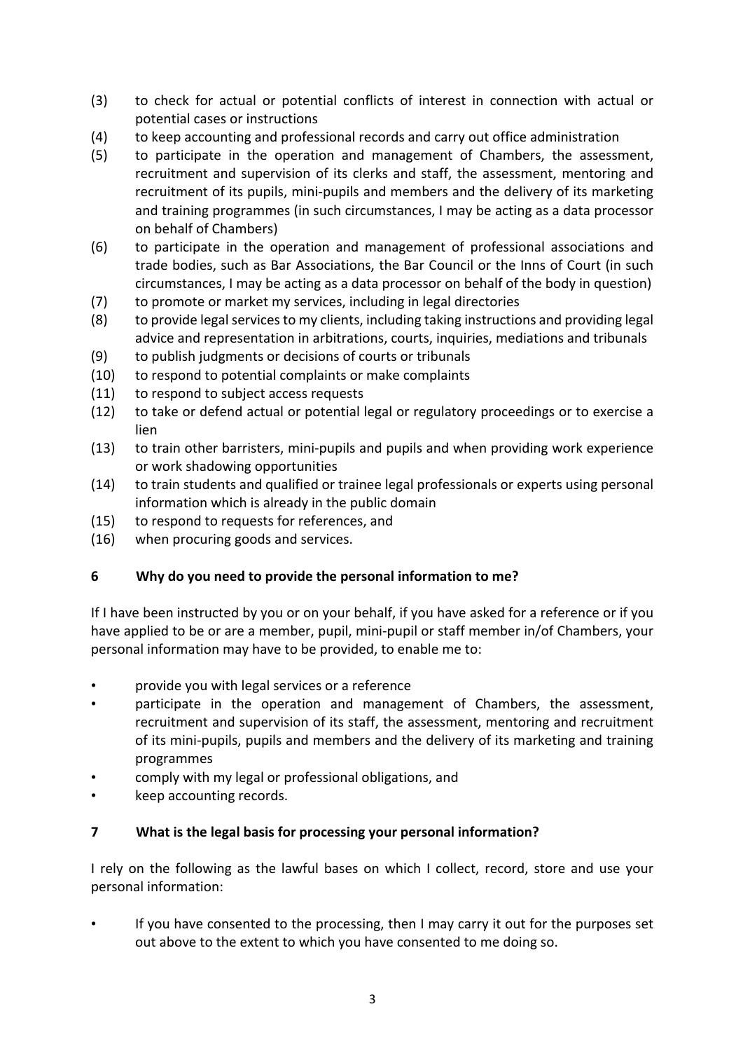(3) to check for actual or potential conflicts of interest in connection with actual or potential cases or instructions

(4) to keep accounting and professional records and carry out office administration

(5) to participate in the operation and management of Chambers, the assessment, recruitment and supervision of its clerks and staff, the assessment, mentoring and recruitment of its pupils, mini-pupils and members and the delivery of its marketing and training programmes (in such circumstances, I may be acting as a data processor on behalf of Chambers)

(6) to participate in the operation and management of professional associations and trade bodies, such as Bar Associations, the Bar Council or the Inns of Court (in such circumstances, I may be acting as a data processor on behalf of the body in question)

(7) to promote or market my services, including in legal directories

(8) to provide legal services to my clients, including taking instructions and providing legal advice and representation in arbitrations, courts, inquiries, mediations and tribunals

(9) to publish judgments or decisions of courts or tribunals

(10) to respond to potential complaints or make complaints

(11) to respond to subject access requests

(12) to take or defend actual or potential legal or regulatory proceedings or to exercise a lien

(13) to train other barristers, mini-pupils and pupils and when providing work experience or work shadowing opportunities

(14) to train students and qualified or trainee legal professionals or experts using personal information which is already in the public domain

(15) to respond to requests for references, and

(16) when procuring goods and services.

## 6 Why do you need to provide the personal information to me?

If I have been instructed by you or on your behalf, if you have asked for a reference or if you have applied to be or are a member, pupil, mini-pupil or staff member in/of Chambers, your personal information may have to be provided, to enable me to:

- provide you with legal services or a reference
- participate in the operation and management of Chambers, the assessment, recruitment and supervision of its staff, the assessment, mentoring and recruitment of its mini-pupils, pupils and members and the delivery of its marketing and training programmes
- comply with my legal or professional obligations, and
- keep accounting records.

## 7 What is the legal basis for processing your personal information?

I rely on the following as the lawful bases on which I collect, record, store and use your personal information:

- If you have consented to the processing, then I may carry it out for the purposes set out above to the extent to which you have consented to me doing so.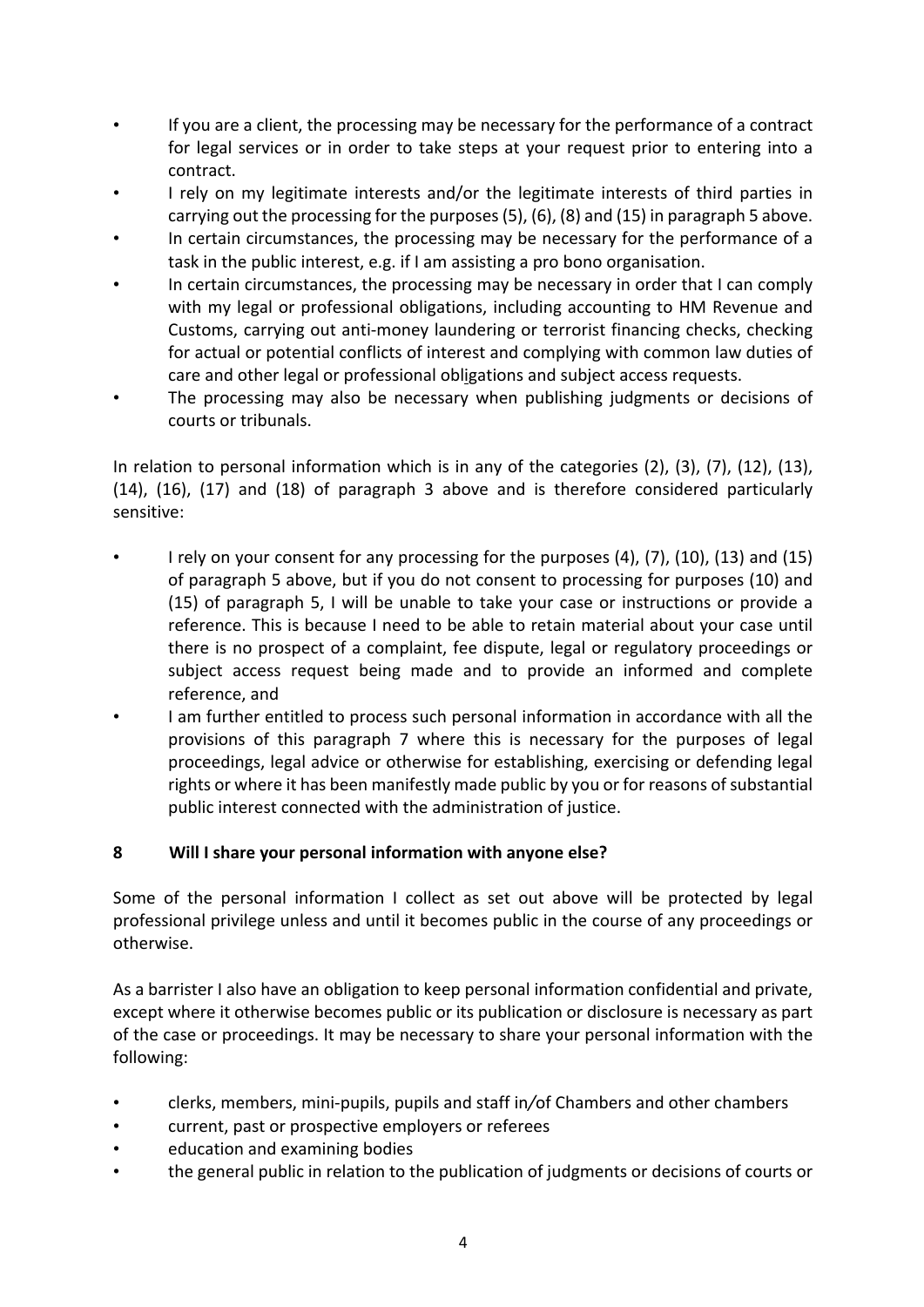- If you are a client, the processing may be necessary for the performance of a contract for legal services or in order to take steps at your request prior to entering into a contract.
- I rely on my legitimate interests and/or the legitimate interests of third parties in carrying out the processing for the purposes (5), (6), (8) and (15) in paragraph 5 above.
- In certain circumstances, the processing may be necessary for the performance of a task in the public interest, e.g. if I am assisting a pro bono organisation.
- In certain circumstances, the processing may be necessary in order that I can comply with my legal or professional obligations, including accounting to HM Revenue and Customs, carrying out anti-money laundering or terrorist financing checks, checking for actual or potential conflicts of interest and complying with common law duties of care and other legal or professional obligations and subject access requests.
- The processing may also be necessary when publishing judgments or decisions of courts or tribunals.

In relation to personal information which is in any of the categories (2), (3), (7), (12), (13), (14), (16), (17) and (18) of paragraph 3 above and is therefore considered particularly sensitive:

- I rely on your consent for any processing for the purposes (4), (7), (10), (13) and (15) of paragraph 5 above, but if you do not consent to processing for purposes (10) and (15) of paragraph 5, I will be unable to take your case or instructions or provide a reference. This is because I need to be able to retain material about your case until there is no prospect of a complaint, fee dispute, legal or regulatory proceedings or subject access request being made and to provide an informed and complete reference, and
- I am further entitled to process such personal information in accordance with all the provisions of this paragraph 7 where this is necessary for the purposes of legal proceedings, legal advice or otherwise for establishing, exercising or defending legal rights or where it has been manifestly made public by you or for reasons of substantial public interest connected with the administration of justice.

## 8 Will I share your personal information with anyone else?

Some of the personal information I collect as set out above will be protected by legal professional privilege unless and until it becomes public in the course of any proceedings or otherwise.

As a barrister I also have an obligation to keep personal information confidential and private, except where it otherwise becomes public or its publication or disclosure is necessary as part of the case or proceedings. It may be necessary to share your personal information with the following:

- clerks, members, mini-pupils, pupils and staff in/of Chambers and other chambers
- current, past or prospective employers or referees
- education and examining bodies
- the general public in relation to the publication of judgments or decisions of courts or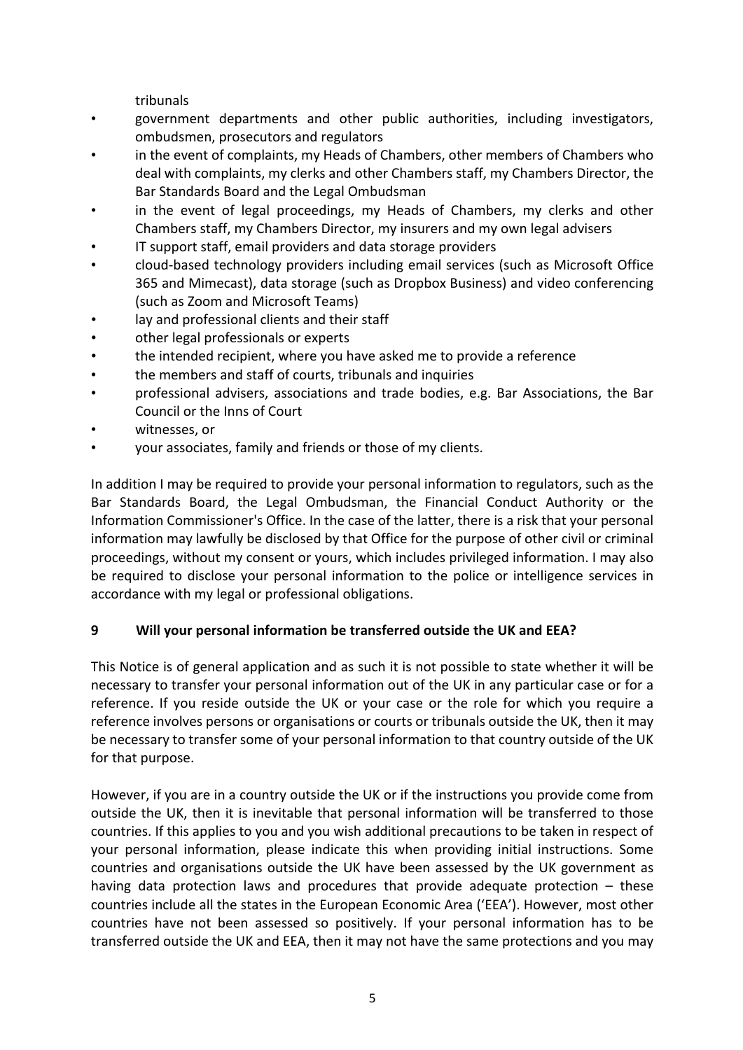tribunals

- government departments and other public authorities, including investigators, ombudsmen, prosecutors and regulators
- in the event of complaints, my Heads of Chambers, other members of Chambers who deal with complaints, my clerks and other Chambers staff, my Chambers Director, the Bar Standards Board and the Legal Ombudsman
- in the event of legal proceedings, my Heads of Chambers, my clerks and other Chambers staff, my Chambers Director, my insurers and my own legal advisers
- IT support staff, email providers and data storage providers
- cloud-based technology providers including email services (such as Microsoft Office 365 and Mimecast), data storage (such as Dropbox Business) and video conferencing (such as Zoom and Microsoft Teams)
- lay and professional clients and their staff
- other legal professionals or experts
- the intended recipient, where you have asked me to provide a reference
- the members and staff of courts, tribunals and inquiries
- professional advisers, associations and trade bodies, e.g. Bar Associations, the Bar Council or the Inns of Court
- witnesses, or
- your associates, family and friends or those of my clients.

In addition I may be required to provide your personal information to regulators, such as the Bar Standards Board, the Legal Ombudsman, the Financial Conduct Authority or the Information Commissioner's Office. In the case of the latter, there is a risk that your personal information may lawfully be disclosed by that Office for the purpose of other civil or criminal proceedings, without my consent or yours, which includes privileged information. I may also be required to disclose your personal information to the police or intelligence services in accordance with my legal or professional obligations.

## 9 Will your personal information be transferred outside the UK and EEA?

This Notice is of general application and as such it is not possible to state whether it will be necessary to transfer your personal information out of the UK in any particular case or for a reference. If you reside outside the UK or your case or the role for which you require a reference involves persons or organisations or courts or tribunals outside the UK, then it may be necessary to transfer some of your personal information to that country outside of the UK for that purpose.

However, if you are in a country outside the UK or if the instructions you provide come from outside the UK, then it is inevitable that personal information will be transferred to those countries. If this applies to you and you wish additional precautions to be taken in respect of your personal information, please indicate this when providing initial instructions. Some countries and organisations outside the UK have been assessed by the UK government as having data protection laws and procedures that provide adequate protection – these countries include all the states in the European Economic Area ('EEA'). However, most other countries have not been assessed so positively. If your personal information has to be transferred outside the UK and EEA, then it may not have the same protections and you may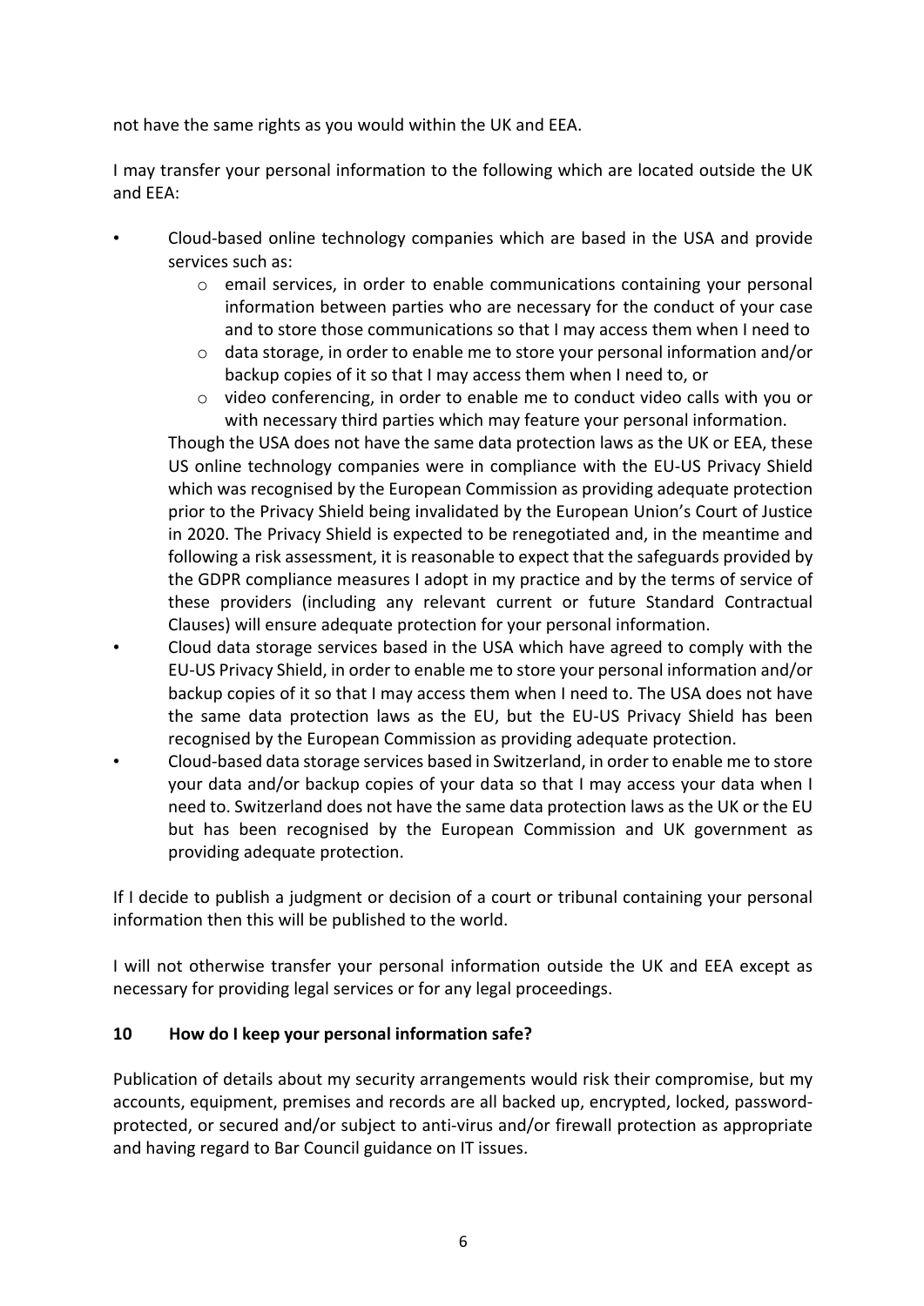not have the same rights as you would within the UK and EEA.

I may transfer your personal information to the following which are located outside the UK and EEA:

- Cloud-based online technology companies which are based in the USA and provide services such as:
  - email services, in order to enable communications containing your personal information between parties who are necessary for the conduct of your case and to store those communications so that I may access them when I need to
  - data storage, in order to enable me to store your personal information and/or backup copies of it so that I may access them when I need to, or
  - video conferencing, in order to enable me to conduct video calls with you or with necessary third parties which may feature your personal information.

  Though the USA does not have the same data protection laws as the UK or EEA, these US online technology companies were in compliance with the EU-US Privacy Shield which was recognised by the European Commission as providing adequate protection prior to the Privacy Shield being invalidated by the European Union's Court of Justice in 2020. The Privacy Shield is expected to be renegotiated and, in the meantime and following a risk assessment, it is reasonable to expect that the safeguards provided by the GDPR compliance measures I adopt in my practice and by the terms of service of these providers (including any relevant current or future Standard Contractual Clauses) will ensure adequate protection for your personal information.
- Cloud data storage services based in the USA which have agreed to comply with the EU-US Privacy Shield, in order to enable me to store your personal information and/or backup copies of it so that I may access them when I need to. The USA does not have the same data protection laws as the EU, but the EU-US Privacy Shield has been recognised by the European Commission as providing adequate protection.
- Cloud-based data storage services based in Switzerland, in order to enable me to store your data and/or backup copies of your data so that I may access your data when I need to. Switzerland does not have the same data protection laws as the UK or the EU but has been recognised by the European Commission and UK government as providing adequate protection.

If I decide to publish a judgment or decision of a court or tribunal containing your personal information then this will be published to the world.

I will not otherwise transfer your personal information outside the UK and EEA except as necessary for providing legal services or for any legal proceedings.

## 10 How do I keep your personal information safe?

Publication of details about my security arrangements would risk their compromise, but my accounts, equipment, premises and records are all backed up, encrypted, locked, password-protected, or secured and/or subject to anti-virus and/or firewall protection as appropriate and having regard to Bar Council guidance on IT issues.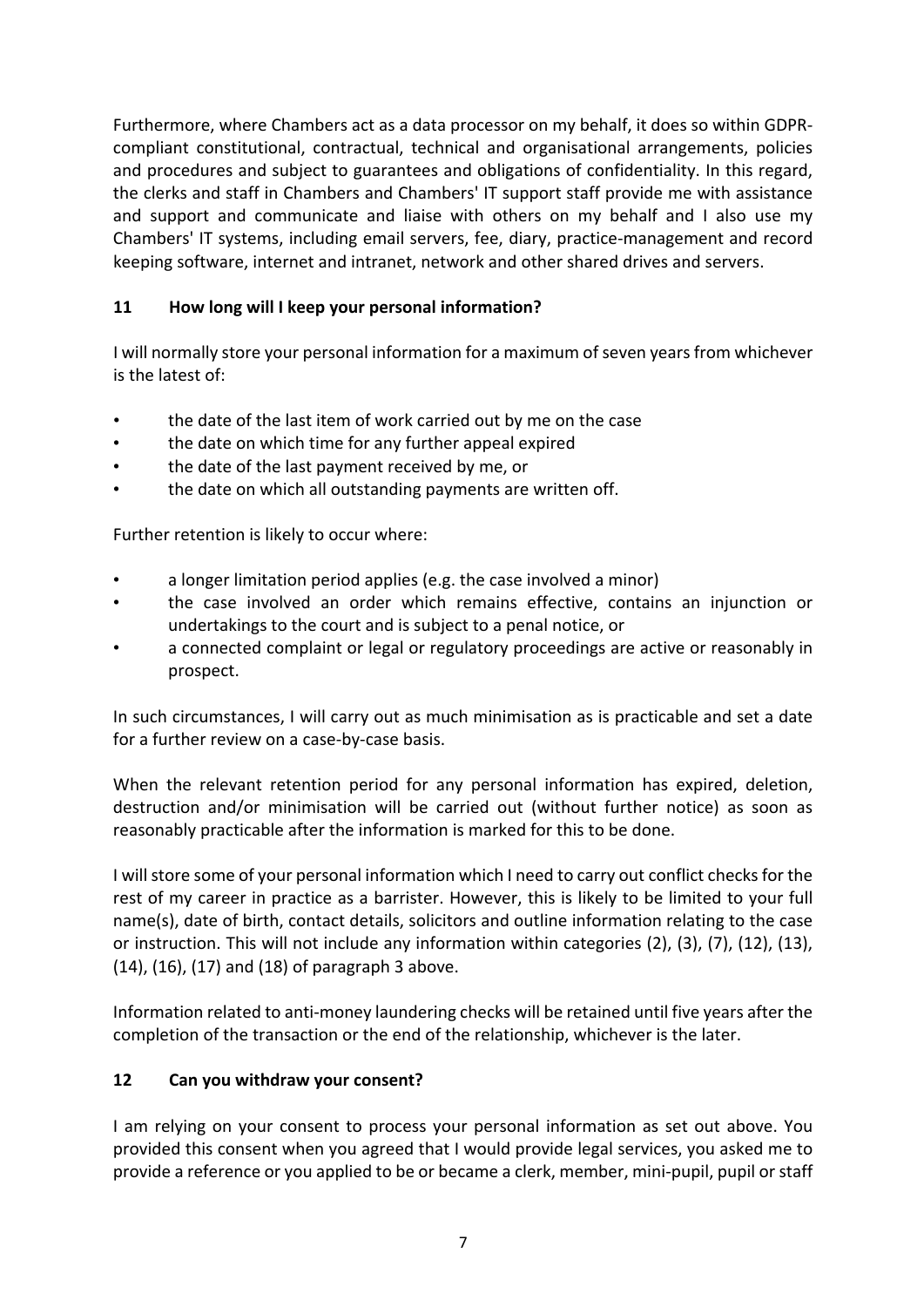Furthermore, where Chambers act as a data processor on my behalf, it does so within GDPR-compliant constitutional, contractual, technical and organisational arrangements, policies and procedures and subject to guarantees and obligations of confidentiality. In this regard, the clerks and staff in Chambers and Chambers' IT support staff provide me with assistance and support and communicate and liaise with others on my behalf and I also use my Chambers' IT systems, including email servers, fee, diary, practice-management and record keeping software, internet and intranet, network and other shared drives and servers.

## 11 How long will I keep your personal information?

I will normally store your personal information for a maximum of seven years from whichever is the latest of:

- the date of the last item of work carried out by me on the case
- the date on which time for any further appeal expired
- the date of the last payment received by me, or
- the date on which all outstanding payments are written off.

Further retention is likely to occur where:

- a longer limitation period applies (e.g. the case involved a minor)
- the case involved an order which remains effective, contains an injunction or undertakings to the court and is subject to a penal notice, or
- a connected complaint or legal or regulatory proceedings are active or reasonably in prospect.

In such circumstances, I will carry out as much minimisation as is practicable and set a date for a further review on a case-by-case basis.

When the relevant retention period for any personal information has expired, deletion, destruction and/or minimisation will be carried out (without further notice) as soon as reasonably practicable after the information is marked for this to be done.

I will store some of your personal information which I need to carry out conflict checks for the rest of my career in practice as a barrister. However, this is likely to be limited to your full name(s), date of birth, contact details, solicitors and outline information relating to the case or instruction. This will not include any information within categories (2), (3), (7), (12), (13), (14), (16), (17) and (18) of paragraph 3 above.

Information related to anti-money laundering checks will be retained until five years after the completion of the transaction or the end of the relationship, whichever is the later.

## 12 Can you withdraw your consent?

I am relying on your consent to process your personal information as set out above. You provided this consent when you agreed that I would provide legal services, you asked me to provide a reference or you applied to be or became a clerk, member, mini-pupil, pupil or staff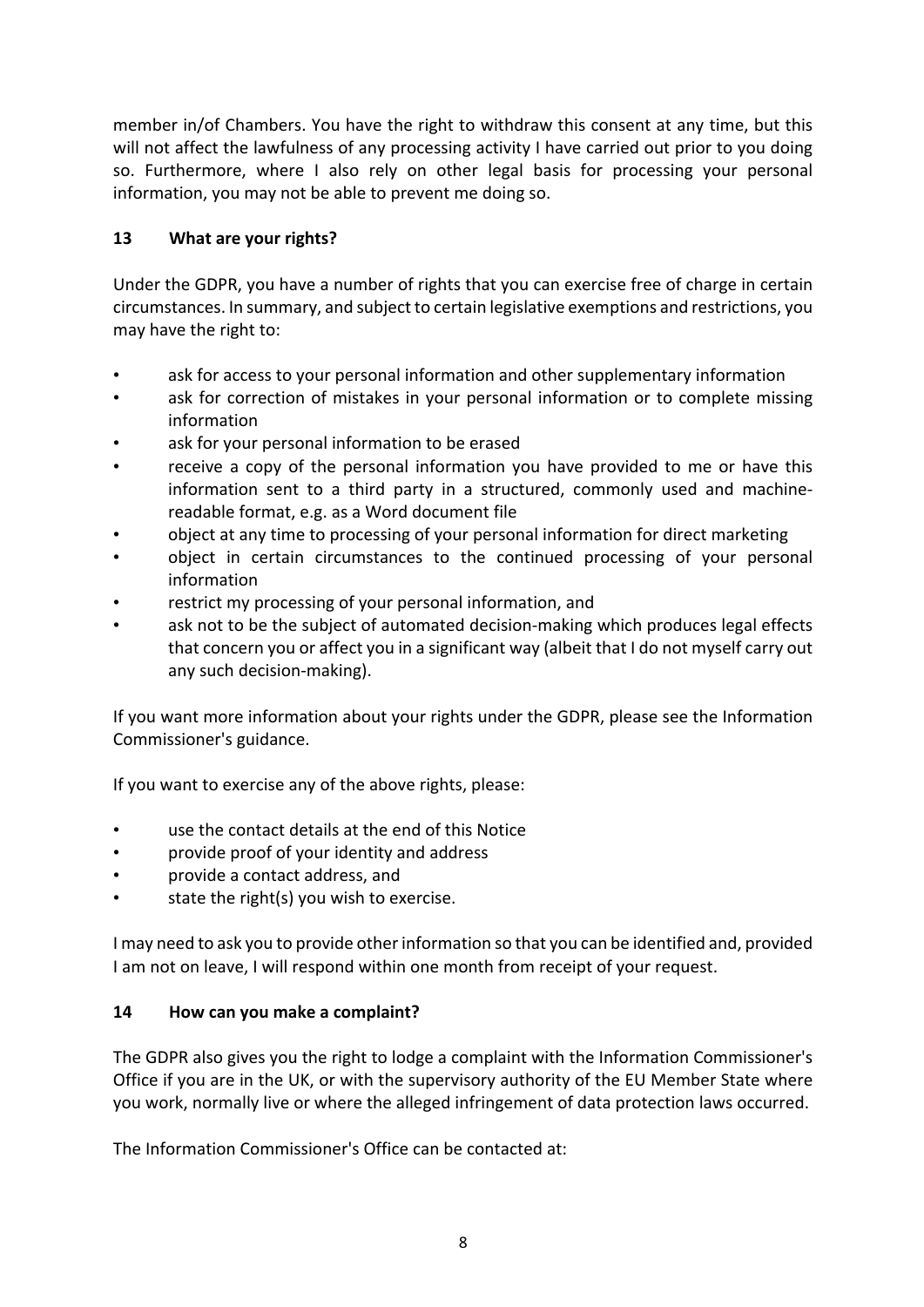member in/of Chambers. You have the right to withdraw this consent at any time, but this will not affect the lawfulness of any processing activity I have carried out prior to you doing so. Furthermore, where I also rely on other legal basis for processing your personal information, you may not be able to prevent me doing so.

## 13 What are your rights?

Under the GDPR, you have a number of rights that you can exercise free of charge in certain circumstances. In summary, and subject to certain legislative exemptions and restrictions, you may have the right to:

- ask for access to your personal information and other supplementary information
- ask for correction of mistakes in your personal information or to complete missing information
- ask for your personal information to be erased
- receive a copy of the personal information you have provided to me or have this information sent to a third party in a structured, commonly used and machine-readable format, e.g. as a Word document file
- object at any time to processing of your personal information for direct marketing
- object in certain circumstances to the continued processing of your personal information
- restrict my processing of your personal information, and
- ask not to be the subject of automated decision-making which produces legal effects that concern you or affect you in a significant way (albeit that I do not myself carry out any such decision-making).

If you want more information about your rights under the GDPR, please see the Information Commissioner's guidance.

If you want to exercise any of the above rights, please:

- use the contact details at the end of this Notice
- provide proof of your identity and address
- provide a contact address, and
- state the right(s) you wish to exercise.

I may need to ask you to provide other information so that you can be identified and, provided I am not on leave, I will respond within one month from receipt of your request.

## 14 How can you make a complaint?

The GDPR also gives you the right to lodge a complaint with the Information Commissioner's Office if you are in the UK, or with the supervisory authority of the EU Member State where you work, normally live or where the alleged infringement of data protection laws occurred.

The Information Commissioner's Office can be contacted at: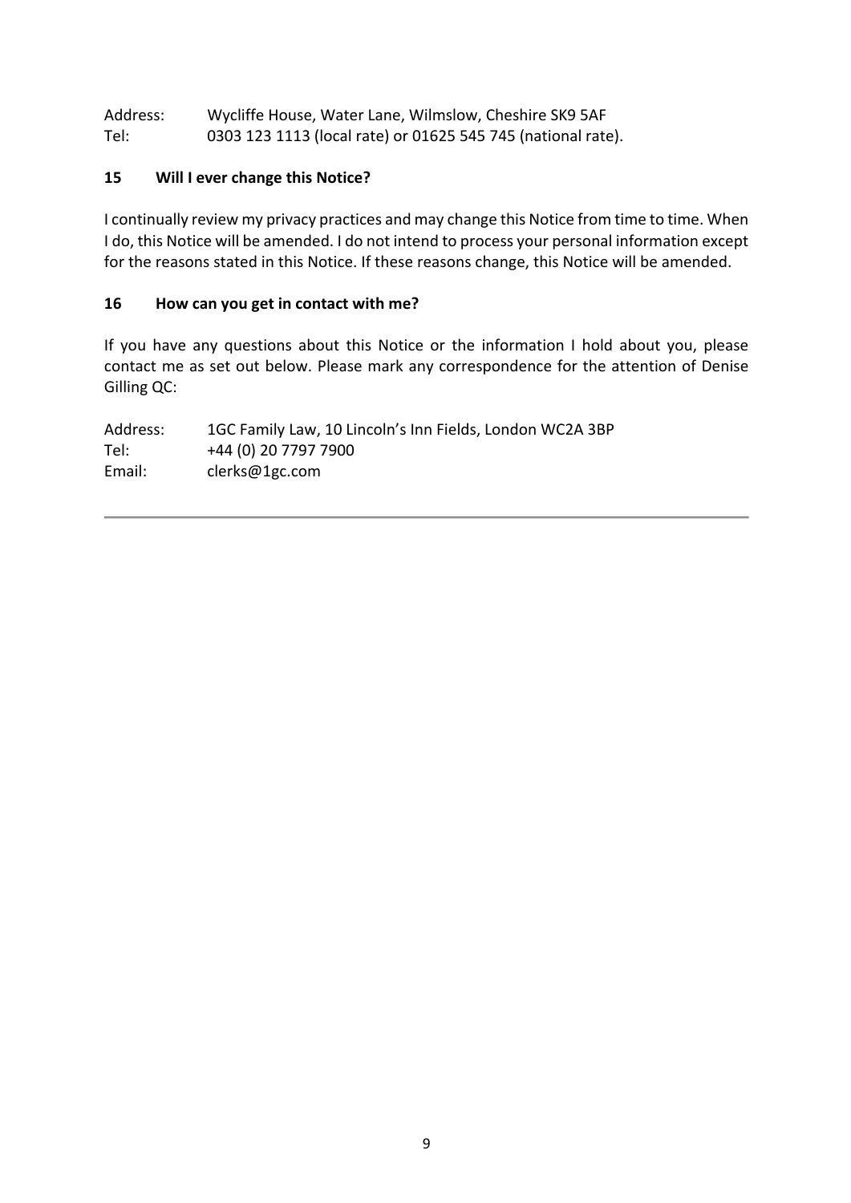Address: Wycliffe House, Water Lane, Wilmslow, Cheshire SK9 5AF
Tel: 0303 123 1113 (local rate) or 01625 545 745 (national rate).

## 15 Will I ever change this Notice?

I continually review my privacy practices and may change this Notice from time to time. When I do, this Notice will be amended. I do not intend to process your personal information except for the reasons stated in this Notice. If these reasons change, this Notice will be amended.

## 16 How can you get in contact with me?

If you have any questions about this Notice or the information I hold about you, please contact me as set out below. Please mark any correspondence for the attention of Denise Gilling QC:

Address: 1GC Family Law, 10 Lincoln's Inn Fields, London WC2A 3BP
Tel: +44 (0) 20 7797 7900
Email: clerks@1gc.com

---